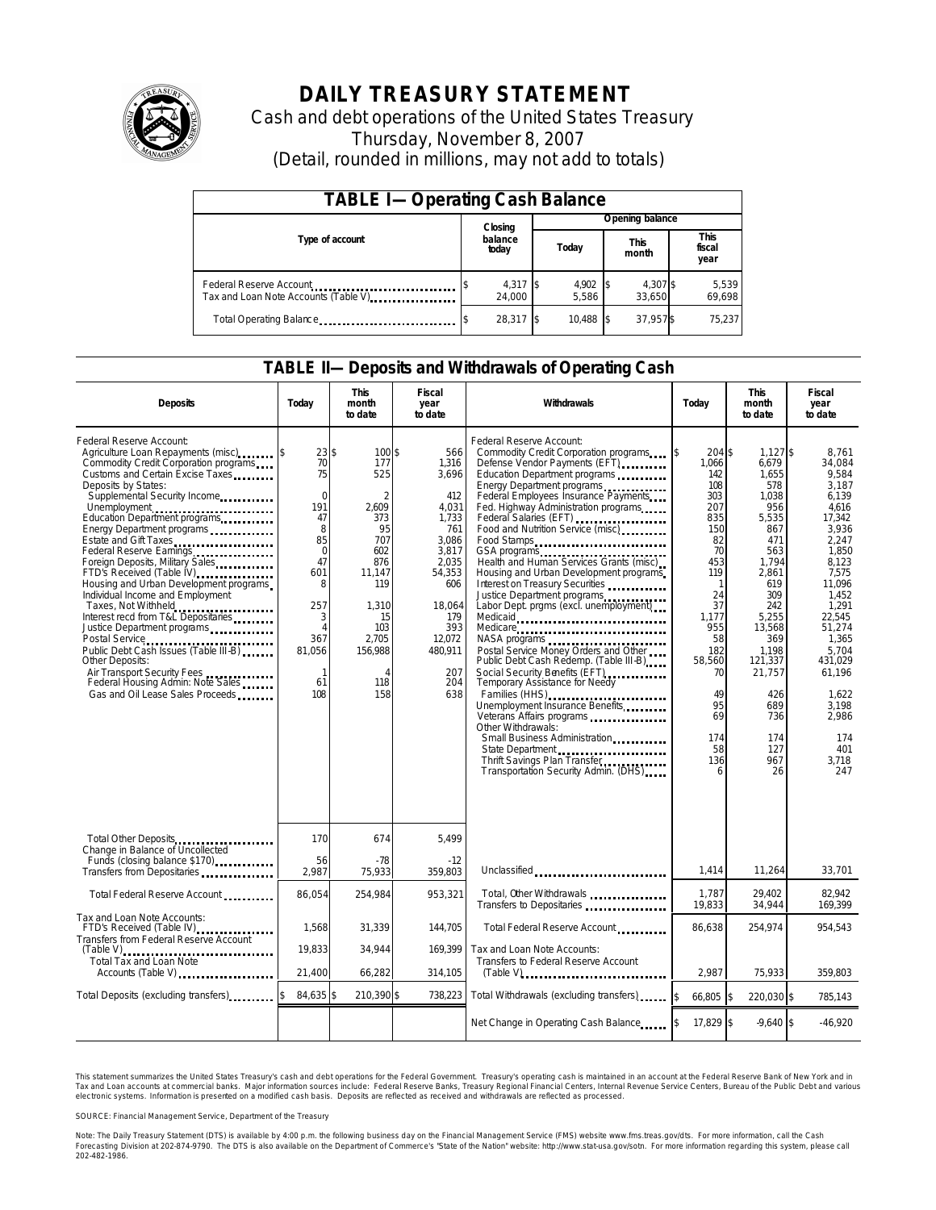# DAILY TREASURY STATEMENT

Cash and debt operations of the United States Treasury

Thursday, November 8, 2007

(Detail, rounded in millions, may not add to totals)

## TABLE I—Operating Cash Balance

| Type of account | Closing balance today | Opening balance Today | Opening balance This month | Opening balance This fiscal year |
|---|---|---|---|---|
| Federal Reserve Account | $ 4,317 | $ 4,902 | $ 4,307 | $ 5,539 |
| Tax and Loan Note Accounts (Table V) | 24,000 | 5,586 | 33,650 | 69,698 |
| Total Operating Balance | $ 28,317 | $ 10,488 | $ 37,957 | $ 75,237 |

## TABLE II—Deposits and Withdrawals of Operating Cash

| Deposits | Today | This month to date | Fiscal year to date | Withdrawals | Today | This month to date | Fiscal year to date |
|---|---|---|---|---|---|---|---|
| Federal Reserve Account: | | | | Federal Reserve Account: | | | |
| Agriculture Loan Repayments (misc) | $ 23 | $ 100 | $ 566 | Commodity Credit Corporation programs | $ 204 | $ 1,127 | $ 8,761 |
| Commodity Credit Corporation programs | 70 | 177 | 1,316 | Defense Vendor Payments (EFT) | 1,066 | 6,679 | 34,084 |
| Customs and Certain Excise Taxes | 75 | 525 | 3,696 | Education Department programs | 142 | 1,655 | 9,584 |
| Deposits by States: | | | | Energy Department programs | 108 | 578 | 3,187 |
| Supplemental Security Income | 0 | 2 | 412 | Federal Employees Insurance Payments | 303 | 1,038 | 6,139 |
| Unemployment | 191 | 2,609 | 4,031 | Fed. Highway Administration programs | 207 | 956 | 4,616 |
| Education Department programs | 47 | 373 | 1,733 | Federal Salaries (EFT) | 835 | 5,535 | 17,342 |
| Energy Department programs | 8 | 95 | 761 | Food and Nutrition Service (misc) | 150 | 867 | 3,936 |
| Estate and Gift Taxes | 85 | 707 | 3,086 | Food Stamps | 82 | 471 | 2,247 |
| Federal Reserve Earnings | 0 | 602 | 3,817 | GSA programs | 70 | 563 | 1,850 |
| Foreign Deposits, Military Sales | 47 | 876 | 2,035 | Health and Human Services Grants (misc) | 453 | 1,794 | 8,123 |
| FTD's Received (Table IV) | 601 | 11,147 | 54,353 | Housing and Urban Development programs | 119 | 2,861 | 7,575 |
| Housing and Urban Development programs | 8 | 119 | 606 | Interest on Treasury Securities | 1 | 619 | 11,096 |
| Individual Income and Employment | | | | Justice Department programs | 24 | 309 | 1,452 |
| Taxes, Not Withheld | 257 | 1,310 | 18,064 | Labor Dept. prgms (excl. unemployment) | 37 | 242 | 1,291 |
| Interest recd from T&L Depositaries | 3 | 15 | 179 | Medicaid | 1,177 | 5,255 | 22,545 |
| Justice Department programs | 4 | 103 | 393 | Medicare | 955 | 13,568 | 51,274 |
| Postal Service | 367 | 2,705 | 12,072 | NASA programs | 58 | 369 | 1,365 |
| Public Debt Cash Issues (Table III-B) | 81,056 | 156,988 | 480,911 | Postal Service Money Orders and Other | 182 | 1,198 | 5,704 |
| Other Deposits: | | | | Public Debt Cash Redemp. (Table III-B) | 58,560 | 121,337 | 431,029 |
| Air Transport Security Fees | 1 | 4 | 207 | Social Security Benefits (EFT) | 70 | 21,757 | 61,196 |
| Federal Housing Admin: Note Sales | 61 | 118 | 204 | Temporary Assistance for Needy Families (HHS) | 49 | 426 | 1,622 |
| Gas and Oil Lease Sales Proceeds | 108 | 158 | 638 | Unemployment Insurance Benefits | 95 | 689 | 3,198 |
| | | | | Veterans Affairs programs | 69 | 736 | 2,986 |
| | | | | Other Withdrawals: | | | |
| | | | | Small Business Administration | 174 | 174 | 174 |
| | | | | State Department | 58 | 127 | 401 |
| | | | | Thrift Savings Plan Transfer | 136 | 967 | 3,718 |
| | | | | Transportation Security Admin. (DHS) | 6 | 26 | 247 |
| Total Other Deposits | 170 | 674 | 5,499 | | | | |
| Change in Balance of Uncollected Funds (closing balance $170) | 56 | -78 | -12 | | | | |
| Transfers from Depositaries | 2,987 | 75,933 | 359,803 | Unclassified | 1,414 | 11,264 | 33,701 |
| Total Federal Reserve Account | 86,054 | 254,984 | 953,321 | Total, Other Withdrawals | 1,787 | 29,402 | 82,942 |
| | | | | Transfers to Depositaries | 19,833 | 34,944 | 169,399 |
| Tax and Loan Note Accounts: | | | | | | | |
| FTD's Received (Table IV) | 1,568 | 31,339 | 144,705 | Total Federal Reserve Account | 86,638 | 254,974 | 954,543 |
| Transfers from Federal Reserve Account (Table V) | 19,833 | 34,944 | 169,399 | Tax and Loan Note Accounts: | | | |
| Total Tax and Loan Note Accounts (Table V) | 21,400 | 66,282 | 314,105 | Transfers to Federal Reserve Account (Table V) | 2,987 | 75,933 | 359,803 |
| Total Deposits (excluding transfers) | $ 84,635 | $ 210,390 | $ 738,223 | Total Withdrawals (excluding transfers) | $ 66,805 | $ 220,030 | $ 785,143 |
| | | | | Net Change in Operating Cash Balance | $ 17,829 | $ -9,640 | $ -46,920 |

This statement summarizes the United States Treasury's cash and debt operations for the Federal Government. Treasury's operating cash is maintained in an account at the Federal Reserve Bank of New York and in Tax and Loan accounts at commercial banks. Major information sources include: Federal Reserve Banks, Treasury Regional Financial Centers, Internal Revenue Service Centers, Bureau of the Public Debt and various electronic systems. Information is presented on a modified cash basis. Deposits are reflected as received and withdrawals are reflected as processed.

SOURCE: Financial Management Service, Department of the Treasury

Note: The Daily Treasury Statement (DTS) is available by 4:00 p.m. the following business day on the Financial Management Service (FMS) website www.fms.treas.gov/dts. For more information, call the Cash Forecasting Division at 202-874-9790. The DTS is also available on the Department of Commerce's "State of the Nation" website: http://www.stat-usa.gov/sotn. For more information regarding this system, please call 202-482-1986.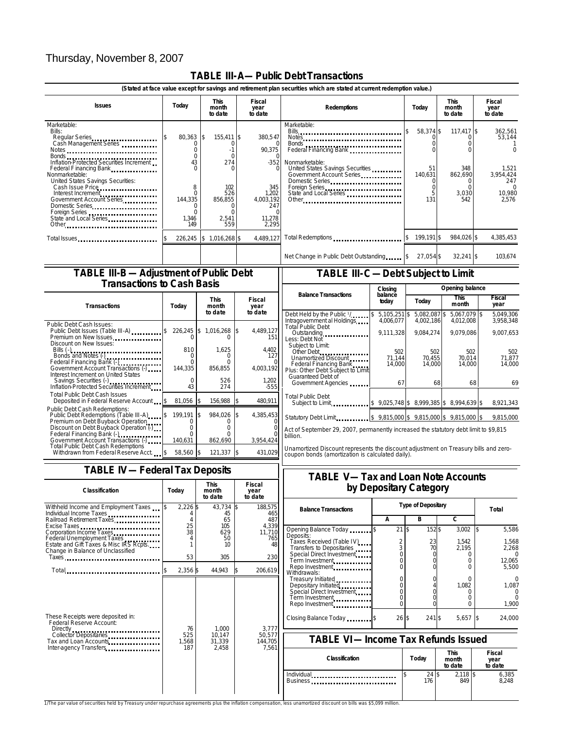Thursday, November 8, 2007

## TABLE III-A — Public Debt Transactions

(Stated at face value except for savings and retirement plan securities which are stated at current redemption value.)

| Issues | Today | This month to date | Fiscal year to date |
|---|---|---|---|
| Marketable: | | | |
| Bills: | | | |
| Regular Series | $ 80,363 | $ 155,411 | $ 380,547 |
| Cash Management Series | 0 | 0 | 0 |
| Notes | 0 | -1 | 90,375 |
| Bonds | 0 | 0 | 0 |
| Inflation-Protected Securities Increment | 43 | 274 | -352 |
| Federal Financing Bank | 0 | 0 | 0 |
| Nonmarketable: | | | |
| United States Savings Securities: | | | |
| Cash Issue Price | 8 | 102 | 345 |
| Interest Increment | 0 | 526 | 1,202 |
| Government Account Series | 144,335 | 856,855 | 4,003,192 |
| Domestic Series | 0 | 0 | 247 |
| Foreign Series | 0 | 0 | 0 |
| State and Local Series | 1,346 | 2,541 | 11,278 |
| Other | 149 | 559 | 2,295 |
| Total Issues | $ 226,245 | $ 1,016,268 | $ 4,489,127 |

| Redemptions | Today | This month to date | Fiscal year to date |
|---|---|---|---|
| Marketable: | | | |
| Bills | $ 58,374 | $ 117,417 | $ 362,561 |
| Notes | 0 | 0 | 53,144 |
| Bonds | 0 | 0 | 1 |
| Federal Financing Bank | 0 | 0 | 0 |
| Nonmarketable: | | | |
| United States Savings Securities | 51 | 348 | 1,521 |
| Government Account Series | 140,631 | 862,690 | 3,954,424 |
| Domestic Series | 0 | 0 | 247 |
| Foreign Series | 0 | 0 | 0 |
| State and Local Series | 5 | 3,030 | 10,980 |
| Other | 131 | 542 | 2,576 |
| Total Redemptions | $ 199,191 | $ 984,026 | $ 4,385,453 |
| Net Change in Public Debt Outstanding | $ 27,054 | $ 32,241 | $ 103,674 |

## TABLE III-B — Adjustment of Public Debt Transactions to Cash Basis

| Transactions | Today | This month to date | Fiscal year to date |
|---|---|---|---|
| Public Debt Cash Issues: | | | |
| Public Debt Issues (Table III-A) | $ 226,245 | $ 1,016,268 | $ 4,489,127 |
| Premium on New Issues | 0 | 0 | 151 |
| Discount on New Issues: | | | |
| Bills (-) | 810 | 1,625 | 4,402 |
| Bonds and Notes (-) | 0 | 0 | 127 |
| Federal Financing Bank (-) | 0 | 0 | 0 |
| Government Account Transactions (-) | 144,335 | 856,855 | 4,003,192 |
| Interest Increment on United States Savings Securities (-) | 0 | 526 | 1,202 |
| Inflation-Protected Securities Increment | 43 | 274 | -555 |
| Total Public Debt Cash Issues Deposited in Federal Reserve Account | $ 81,056 | $ 156,988 | $ 480,911 |
| Public Debt Cash Redemptions: | | | |
| Public Debt Redemptions (Table III-A) | $ 199,191 | $ 984,026 | $ 4,385,453 |
| Premium on Debt Buyback Operation | 0 | 0 | 0 |
| Discount on Debt Buyback Operation (-) | 0 | 0 | 0 |
| Federal Financing Bank (-) | 0 | 0 | 0 |
| Government Account Transactions (-) | 140,631 | 862,690 | 3,954,424 |
| Total Public Debt Cash Redemptions Withdrawn from Federal Reserve Acct. | $ 58,560 | $ 121,337 | $ 431,029 |

## TABLE III-C — Debt Subject to Limit

| Balance Transactions | Closing balance today | Opening balance Today | Opening balance This month | Opening balance Fiscal year |
|---|---|---|---|---|
| Debt Held by the Public [1] | $ 5,105,251 | $ 5,082,087 | $ 5,067,079 | $ 5,049,306 |
| Intragovernmental Holdings | 4,006,077 | 4,002,186 | 4,012,008 | 3,958,348 |
| Total Public Debt Outstanding | 9,111,328 | 9,084,274 | 9,079,086 | 9,007,653 |
| Less: Debt Not Subject to Limit: | | | | |
| Other Debt | 502 | 502 | 502 | 502 |
| Unamortized Discount | 71,144 | 70,455 | 70,014 | 71,877 |
| Federal Financing Bank | 14,000 | 14,000 | 14,000 | 14,000 |
| Plus: Other Debt Subject to Limit Guaranteed Debt of Government Agencies | 67 | 68 | 68 | 69 |
| Total Public Debt Subject to Limit | $ 9,025,748 | $ 8,999,385 | $ 8,994,639 | $ 8,921,343 |
| Statutory Debt Limit | $ 9,815,000 | $ 9,815,000 | $ 9,815,000 | $ 9,815,000 |

Act of September 29, 2007, permanently increased the statutory debt limit to $9,815 billion.

Unamortized Discount represents the discount adjustment on Treasury bills and zero-coupon bonds (amortization is calculated daily).

## TABLE IV — Federal Tax Deposits

| Classification | Today | This month to date | Fiscal year to date |
|---|---|---|---|
| Withheld Income and Employment Taxes | $ 2,226 | $ 43,734 | $ 188,575 |
| Individual Income Taxes | 4 | 45 | 465 |
| Railroad Retirement Taxes | 4 | 65 | 487 |
| Excise Taxes | 25 | 105 | 4,339 |
| Corporation Income Taxes | 38 | 629 | 11,710 |
| Federal Unemployment Taxes | 4 | 50 | 765 |
| Estate and Gift Taxes & Misc IRS Rcpts. | 1 | 10 | 48 |
| Change in Balance of Unclassified Taxes | 53 | 305 | 230 |
| Total | $ 2,356 | $ 44,943 | $ 206,619 |
| These Receipts were deposited in: | | | |
| Federal Reserve Account: | | | |
| Directly | 76 | 1,000 | 3,777 |
| Collector Depositaries | 525 | 10,147 | 50,577 |
| Tax and Loan Accounts | 1,568 | 31,339 | 144,705 |
| Inter-agency Transfers | 187 | 2,458 | 7,561 |

## TABLE V — Tax and Loan Note Accounts by Depositary Category

| Balance Transactions | Type of Depositary A | Type of Depositary B | Type of Depositary C | Total |
|---|---|---|---|---|
| Opening Balance Today | $ 21 | $ 152 | $ 3,002 | $ 5,586 |
| Deposits: | | | | |
| Taxes Received (Table IV) | 2 | 23 | 1,542 | 1,568 |
| Transfers to Depositaries | 3 | 70 | 2,195 | 2,268 |
| Special Direct Investment | 0 | 0 | 0 | 0 |
| Term Investment | 0 | 0 | 0 | 12,065 |
| Repo Investment | 0 | 0 | 0 | 5,500 |
| Withdrawals: | | | | |
| Treasury Initiated | 0 | 0 | 0 | 0 |
| Depositary Initiated | 0 | 4 | 1,082 | 1,087 |
| Special Direct Investment | 0 | 0 | 0 | 0 |
| Term Investment | 0 | 0 | 0 | 0 |
| Repo Investment | 0 | 0 | 0 | 1,900 |
| Closing Balance Today | $ 26 | $ 241 | $ 5,657 | $ 24,000 |

## TABLE VI — Income Tax Refunds Issued

| Classification | Today | This month to date | Fiscal year to date |
|---|---|---|---|
| Individual | $ 24 | $ 2,118 | $ 6,385 |
| Business | 176 | 849 | 8,248 |

1/The par value of securities held by Treasury under repurchase agreements plus the inflation compensation, less unamortized discount on bills was $5,099 million.